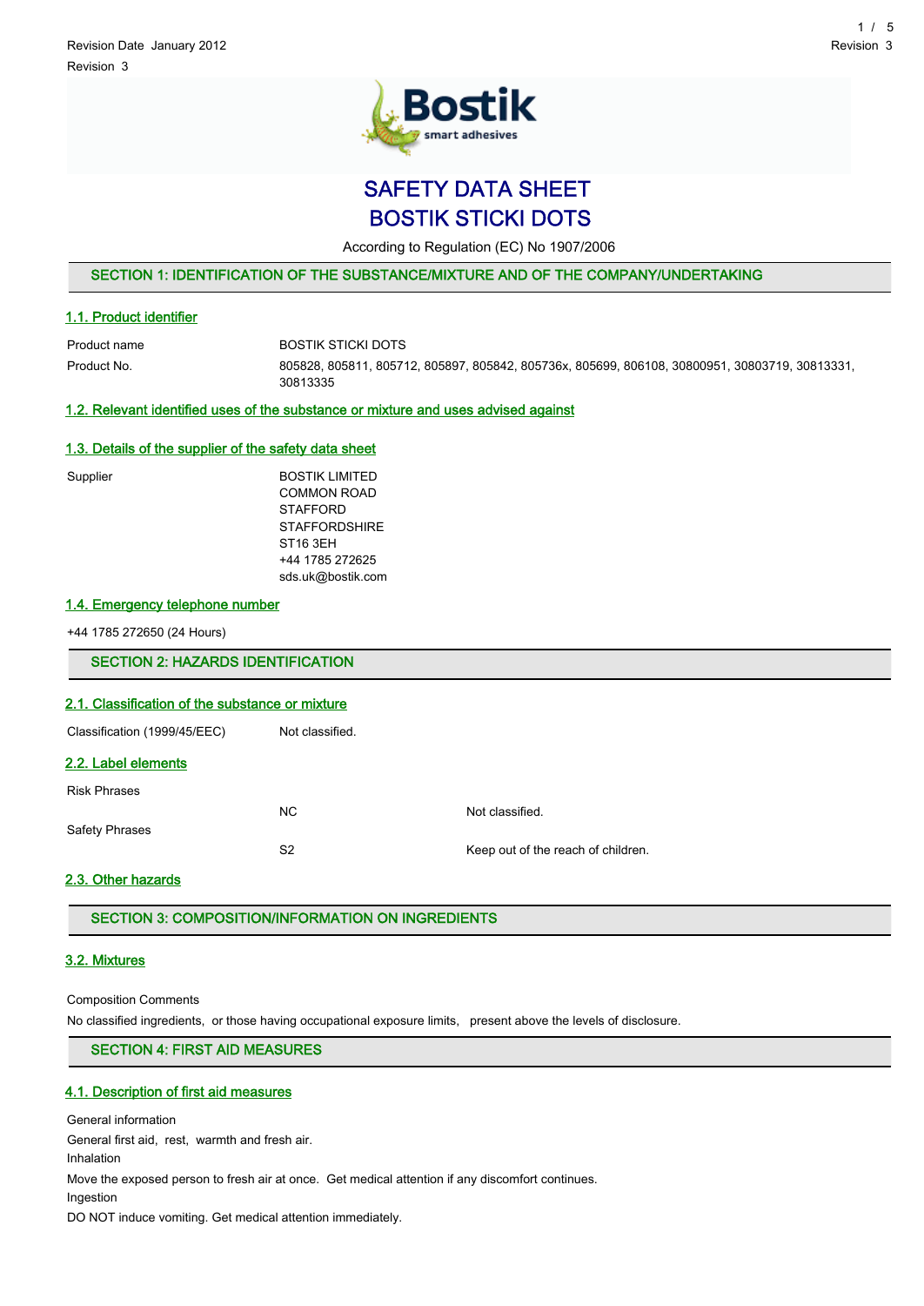Revision Date January 2012

Revision 3

# SAFETY DATA SHEET
# BOSTIK STICKI DOTS

According to Regulation (EC) No 1907/2006

## SECTION 1: IDENTIFICATION OF THE SUBSTANCE/MIXTURE AND OF THE COMPANY/UNDERTAKING

### 1.1. Product identifier

| | |
|---|---|
| Product name | BOSTIK STICKI DOTS |
| Product No. | 805828, 805811, 805712, 805897, 805842, 805736x, 805699, 806108, 30800951, 30803719, 30813331, 30813335 |

### 1.2. Relevant identified uses of the substance or mixture and uses advised against

### 1.3. Details of the supplier of the safety data sheet

Supplier

BOSTIK LIMITED
COMMON ROAD
STAFFORD
STAFFORDSHIRE
ST16 3EH
+44 1785 272625
sds.uk@bostik.com

### 1.4. Emergency telephone number

+44 1785 272650 (24 Hours)

## SECTION 2: HAZARDS IDENTIFICATION

### 2.1. Classification of the substance or mixture

Classification (1999/45/EEC) Not classified.

### 2.2. Label elements

| | | |
|---|---|---|
| Risk Phrases | | |
| | NC | Not classified. |
| Safety Phrases | | |
| | S2 | Keep out of the reach of children. |

### 2.3. Other hazards

## SECTION 3: COMPOSITION/INFORMATION ON INGREDIENTS

### 3.2. Mixtures

Composition Comments

No classified ingredients, or those having occupational exposure limits, present above the levels of disclosure.

## SECTION 4: FIRST AID MEASURES

### 4.1. Description of first aid measures

General information

General first aid, rest, warmth and fresh air.

Inhalation

Move the exposed person to fresh air at once. Get medical attention if any discomfort continues.

Ingestion

DO NOT induce vomiting. Get medical attention immediately.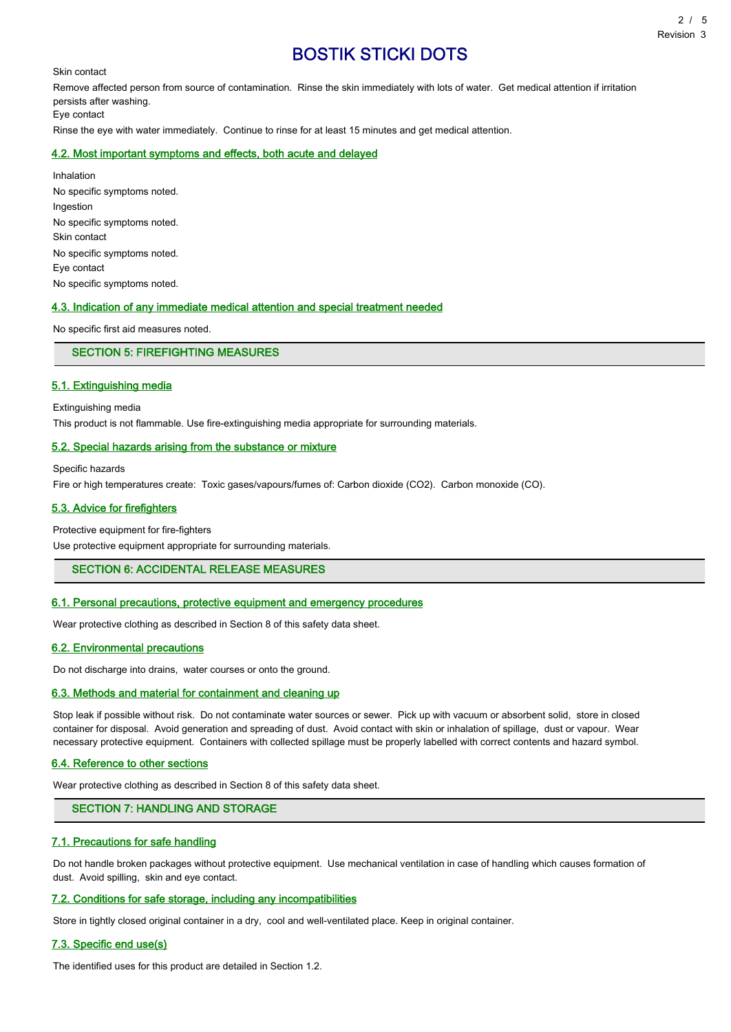Skin contact

Remove affected person from source of contamination. Rinse the skin immediately with lots of water. Get medical attention if irritation persists after washing.

Eye contact

Rinse the eye with water immediately. Continue to rinse for at least 15 minutes and get medical attention.

### 4.2. Most important symptoms and effects, both acute and delayed

Inhalation

No specific symptoms noted.

Ingestion

No specific symptoms noted.

Skin contact

No specific symptoms noted.

Eye contact

No specific symptoms noted.

### 4.3. Indication of any immediate medical attention and special treatment needed

No specific first aid measures noted.

## SECTION 5: FIREFIGHTING MEASURES

### 5.1. Extinguishing media

Extinguishing media

This product is not flammable. Use fire-extinguishing media appropriate for surrounding materials.

### 5.2. Special hazards arising from the substance or mixture

Specific hazards

Fire or high temperatures create: Toxic gases/vapours/fumes of: Carbon dioxide ($CO_2$). Carbon monoxide (CO).

### 5.3. Advice for firefighters

Protective equipment for fire-fighters

Use protective equipment appropriate for surrounding materials.

## SECTION 6: ACCIDENTAL RELEASE MEASURES

### 6.1. Personal precautions, protective equipment and emergency procedures

Wear protective clothing as described in Section 8 of this safety data sheet.

### 6.2. Environmental precautions

Do not discharge into drains, water courses or onto the ground.

### 6.3. Methods and material for containment and cleaning up

Stop leak if possible without risk. Do not contaminate water sources or sewer. Pick up with vacuum or absorbent solid, store in closed container for disposal. Avoid generation and spreading of dust. Avoid contact with skin or inhalation of spillage, dust or vapour. Wear necessary protective equipment. Containers with collected spillage must be properly labelled with correct contents and hazard symbol.

### 6.4. Reference to other sections

Wear protective clothing as described in Section 8 of this safety data sheet.

## SECTION 7: HANDLING AND STORAGE

### 7.1. Precautions for safe handling

Do not handle broken packages without protective equipment. Use mechanical ventilation in case of handling which causes formation of dust. Avoid spilling, skin and eye contact.

### 7.2. Conditions for safe storage, including any incompatibilities

Store in tightly closed original container in a dry, cool and well-ventilated place. Keep in original container.

### 7.3. Specific end use(s)

The identified uses for this product are detailed in Section 1.2.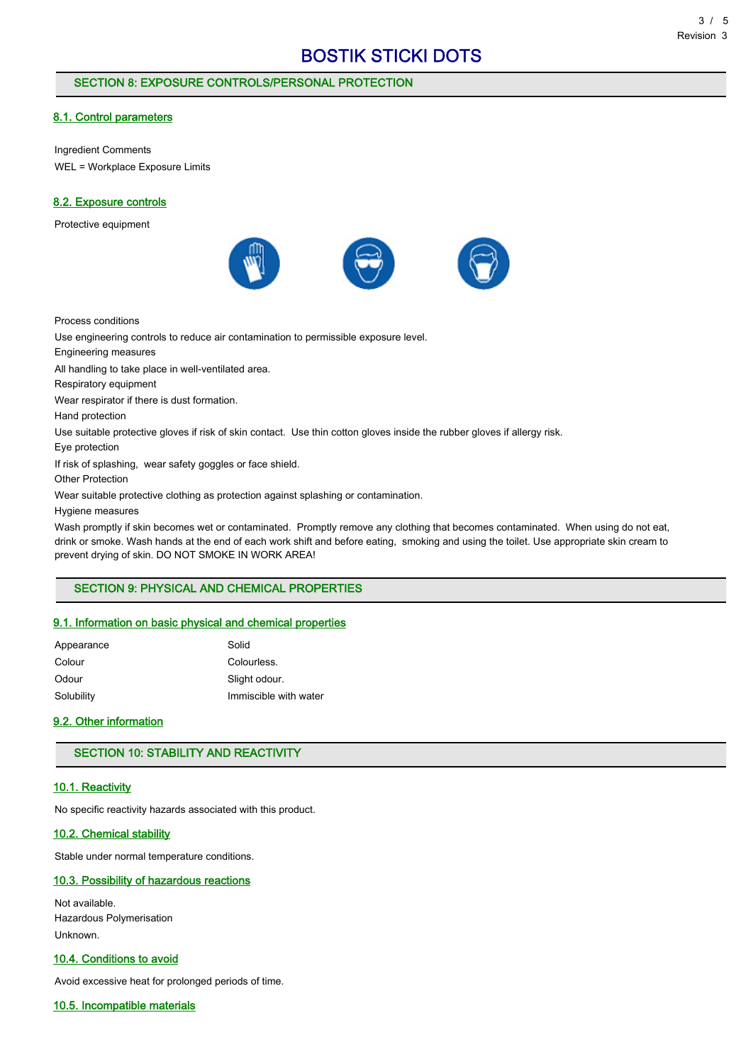# BOSTIK STICKI DOTS

## SECTION 8: EXPOSURE CONTROLS/PERSONAL PROTECTION

### 8.1. Control parameters

Ingredient Comments

WEL = Workplace Exposure Limits

### 8.2. Exposure controls

Protective equipment

Process conditions

Use engineering controls to reduce air contamination to permissible exposure level.

Engineering measures

All handling to take place in well-ventilated area.

Respiratory equipment

Wear respirator if there is dust formation.

Hand protection

Use suitable protective gloves if risk of skin contact. Use thin cotton gloves inside the rubber gloves if allergy risk.

Eye protection

If risk of splashing, wear safety goggles or face shield.

Other Protection

Wear suitable protective clothing as protection against splashing or contamination.

Hygiene measures

Wash promptly if skin becomes wet or contaminated. Promptly remove any clothing that becomes contaminated. When using do not eat, drink or smoke. Wash hands at the end of each work shift and before eating, smoking and using the toilet. Use appropriate skin cream to prevent drying of skin. DO NOT SMOKE IN WORK AREA!

## SECTION 9: PHYSICAL AND CHEMICAL PROPERTIES

### 9.1. Information on basic physical and chemical properties

| | |
|---|---|
| Appearance | Solid |
| Colour | Colourless. |
| Odour | Slight odour. |
| Solubility | Immiscible with water |

### 9.2. Other information

## SECTION 10: STABILITY AND REACTIVITY

### 10.1. Reactivity

No specific reactivity hazards associated with this product.

### 10.2. Chemical stability

Stable under normal temperature conditions.

### 10.3. Possibility of hazardous reactions

Not available.

Hazardous Polymerisation

Unknown.

### 10.4. Conditions to avoid

Avoid excessive heat for prolonged periods of time.

### 10.5. Incompatible materials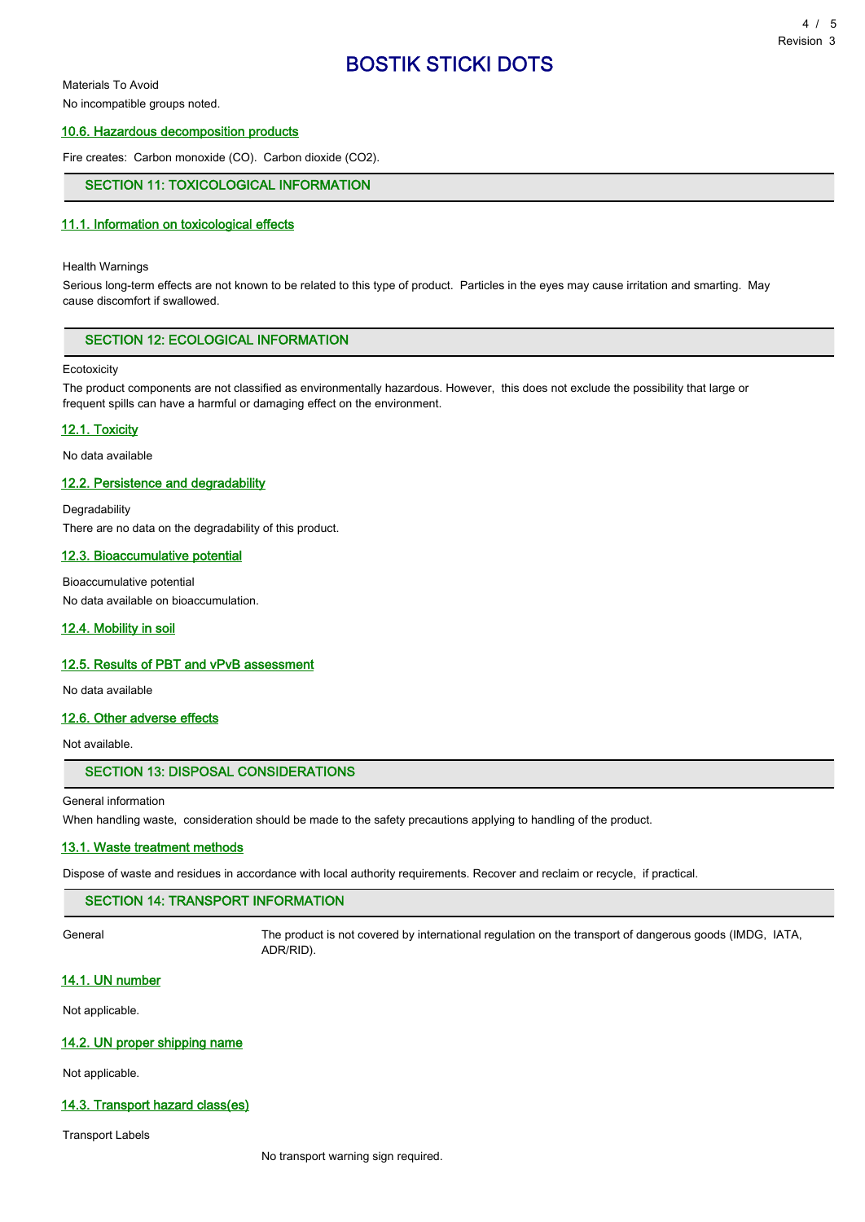Materials To Avoid

No incompatible groups noted.

### 10.6. Hazardous decomposition products

Fire creates: Carbon monoxide (CO). Carbon dioxide ($CO_2$).

## SECTION 11: TOXICOLOGICAL INFORMATION

### 11.1. Information on toxicological effects

Health Warnings

Serious long-term effects are not known to be related to this type of product. Particles in the eyes may cause irritation and smarting. May cause discomfort if swallowed.

## SECTION 12: ECOLOGICAL INFORMATION

Ecotoxicity

The product components are not classified as environmentally hazardous. However, this does not exclude the possibility that large or frequent spills can have a harmful or damaging effect on the environment.

### 12.1. Toxicity

No data available

### 12.2. Persistence and degradability

Degradability

There are no data on the degradability of this product.

### 12.3. Bioaccumulative potential

Bioaccumulative potential

No data available on bioaccumulation.

### 12.4. Mobility in soil

### 12.5. Results of PBT and vPvB assessment

No data available

### 12.6. Other adverse effects

Not available.

## SECTION 13: DISPOSAL CONSIDERATIONS

General information

When handling waste, consideration should be made to the safety precautions applying to handling of the product.

### 13.1. Waste treatment methods

Dispose of waste and residues in accordance with local authority requirements. Recover and reclaim or recycle, if practical.

## SECTION 14: TRANSPORT INFORMATION

General — The product is not covered by international regulation on the transport of dangerous goods (IMDG, IATA, ADR/RID).

### 14.1. UN number

Not applicable.

### 14.2. UN proper shipping name

Not applicable.

### 14.3. Transport hazard class(es)

Transport Labels

No transport warning sign required.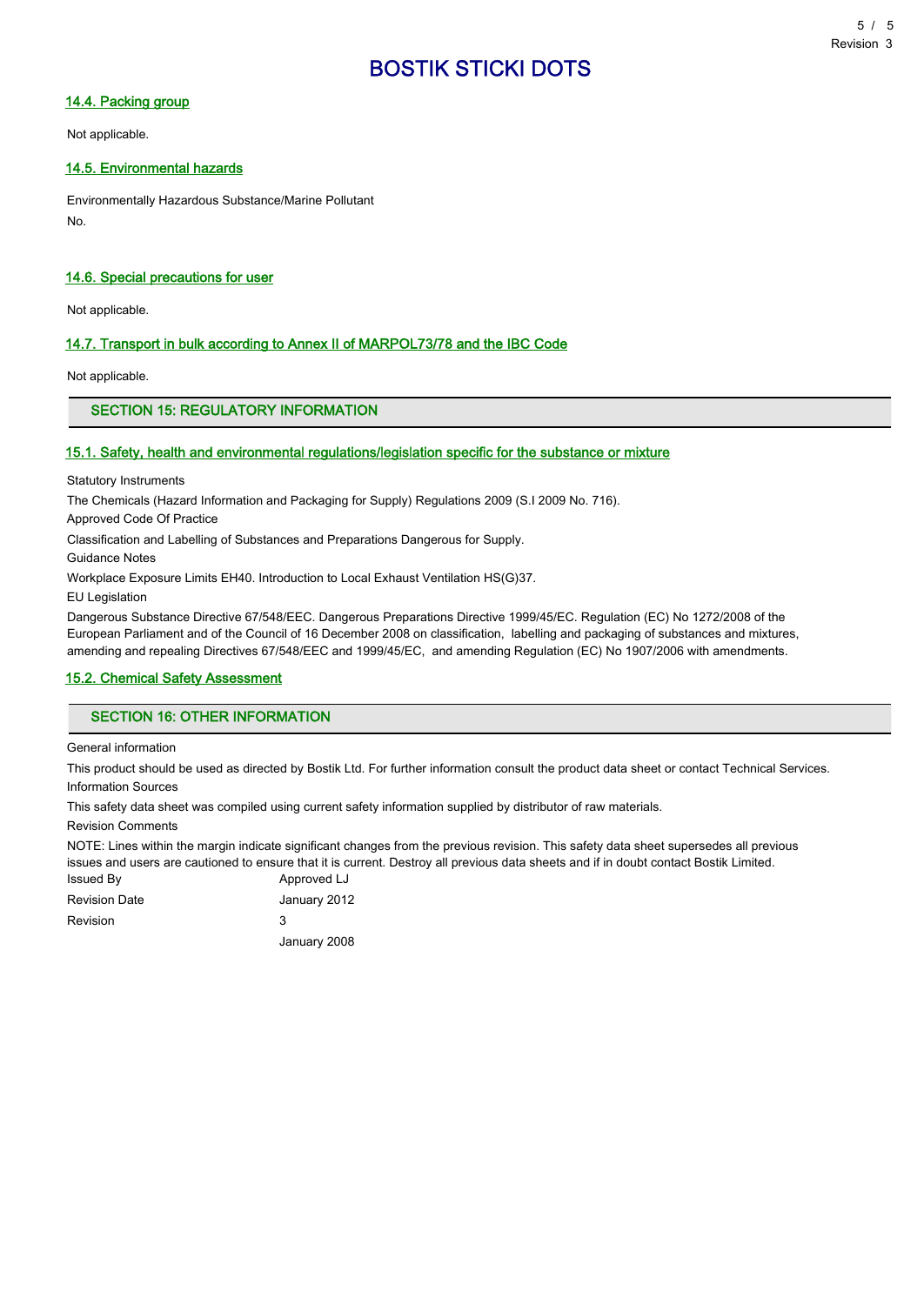### 14.4. Packing group

Not applicable.

### 14.5. Environmental hazards

Environmentally Hazardous Substance/Marine Pollutant

No.

### 14.6. Special precautions for user

Not applicable.

### 14.7. Transport in bulk according to Annex II of MARPOL73/78 and the IBC Code

Not applicable.

## SECTION 15: REGULATORY INFORMATION

### 15.1. Safety, health and environmental regulations/legislation specific for the substance or mixture

Statutory Instruments

The Chemicals (Hazard Information and Packaging for Supply) Regulations 2009 (S.I 2009 No. 716).

Approved Code Of Practice

Classification and Labelling of Substances and Preparations Dangerous for Supply.

Guidance Notes

Workplace Exposure Limits EH40. Introduction to Local Exhaust Ventilation HS(G)37.

EU Legislation

Dangerous Substance Directive 67/548/EEC. Dangerous Preparations Directive 1999/45/EC. Regulation (EC) No 1272/2008 of the European Parliament and of the Council of 16 December 2008 on classification, labelling and packaging of substances and mixtures, amending and repealing Directives 67/548/EEC and 1999/45/EC, and amending Regulation (EC) No 1907/2006 with amendments.

### 15.2. Chemical Safety Assessment

## SECTION 16: OTHER INFORMATION

General information

This product should be used as directed by Bostik Ltd. For further information consult the product data sheet or contact Technical Services.

Information Sources

This safety data sheet was compiled using current safety information supplied by distributor of raw materials.

Revision Comments

NOTE: Lines within the margin indicate significant changes from the previous revision. This safety data sheet supersedes all previous issues and users are cautioned to ensure that it is current. Destroy all previous data sheets and if in doubt contact Bostik Limited.

| | |
|---|---|
| Issued By | Approved LJ |
| Revision Date | January 2012 |
| Revision | 3 |
| | January 2008 |